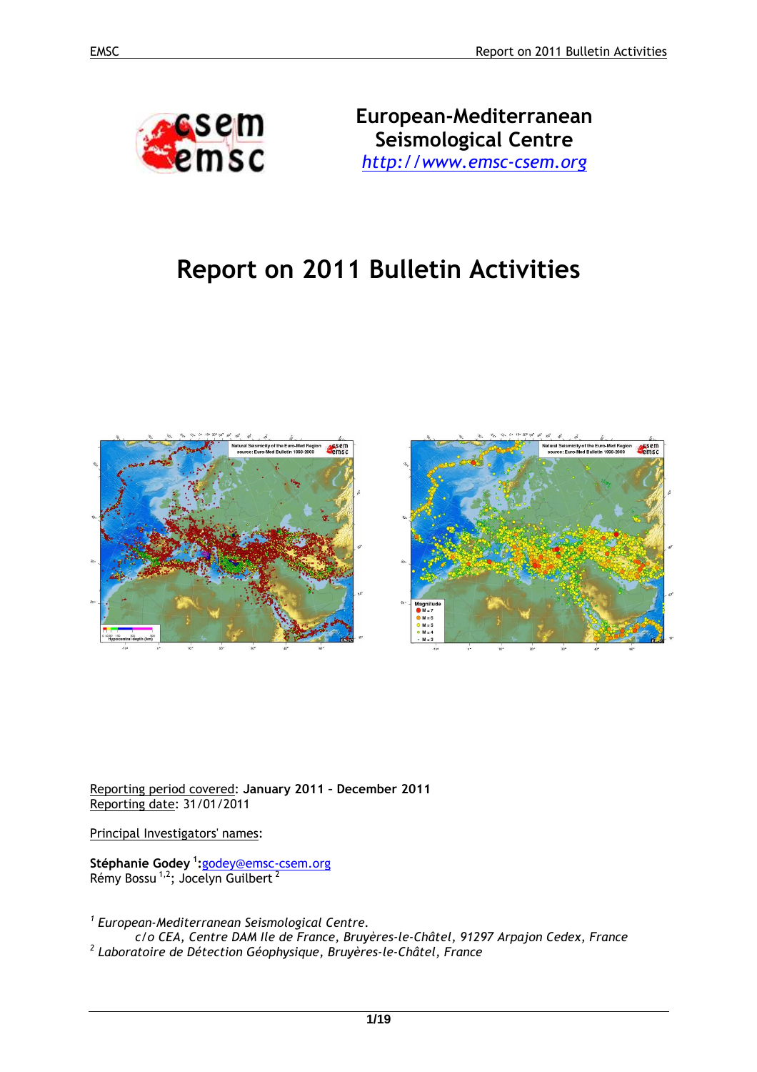European-Mediterranean Seismological Centre
http://www.emsc-csem.org

# Report on 2011 Bulletin Activities

Reporting period covered: **January 2011 – December 2011**
Reporting date: 31/01/2011

Principal Investigators' names:

**Stéphanie Godey** [1]**:**godey@emsc-csem.org
Rémy Bossu [1,2]; Jocelyn Guilbert [2]

[1] *European-Mediterranean Seismological Centre.*
*c/o CEA, Centre DAM Ile de France, Bruyères-le-Châtel, 91297 Arpajon Cedex, France*
[2] *Laboratoire de Détection Géophysique, Bruyères-le-Châtel, France*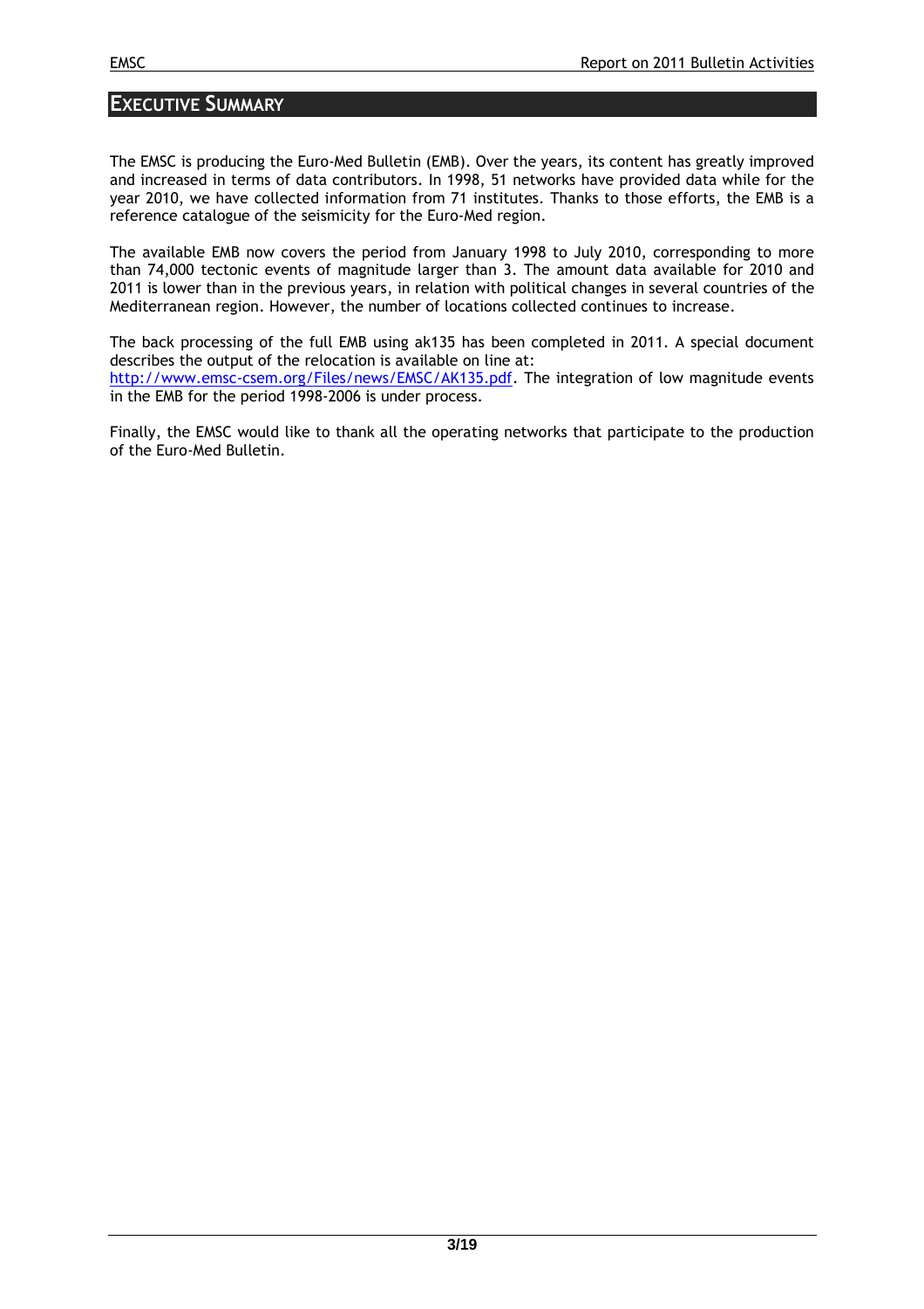# EXECUTIVE SUMMARY

The EMSC is producing the Euro-Med Bulletin (EMB). Over the years, its content has greatly improved and increased in terms of data contributors. In 1998, 51 networks have provided data while for the year 2010, we have collected information from 71 institutes. Thanks to those efforts, the EMB is a reference catalogue of the seismicity for the Euro-Med region.

The available EMB now covers the period from January 1998 to July 2010, corresponding to more than 74,000 tectonic events of magnitude larger than 3. The amount data available for 2010 and 2011 is lower than in the previous years, in relation with political changes in several countries of the Mediterranean region. However, the number of locations collected continues to increase.

The back processing of the full EMB using ak135 has been completed in 2011. A special document describes the output of the relocation is available on line at: [http://www.emsc-csem.org/Files/news/EMSC/AK135.pdf](http://www.emsc-csem.org/Files/news/EMSC/AK135.pdf). The integration of low magnitude events in the EMB for the period 1998-2006 is under process.

Finally, the EMSC would like to thank all the operating networks that participate to the production of the Euro-Med Bulletin.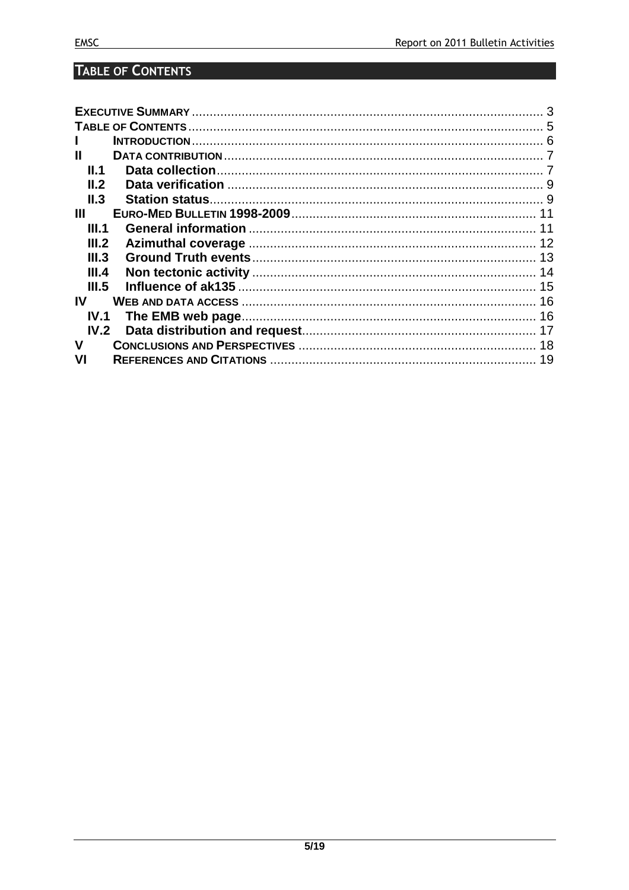# TABLE OF CONTENTS

- **EXECUTIVE SUMMARY** ..... 3
- **TABLE OF CONTENTS** ..... 5
- **I INTRODUCTION** ..... 6
- **II DATA CONTRIBUTION** ..... 7
  - **II.1 Data collection** ..... 7
  - **II.2 Data verification** ..... 9
  - **II.3 Station status** ..... 9
- **III EURO-MED BULLETIN 1998-2009** ..... 11
  - **III.1 General information** ..... 11
  - **III.2 Azimuthal coverage** ..... 12
  - **III.3 Ground Truth events** ..... 13
  - **III.4 Non tectonic activity** ..... 14
  - **III.5 Influence of ak135** ..... 15
- **IV WEB AND DATA ACCESS** ..... 16
  - **IV.1 The EMB web page** ..... 16
  - **IV.2 Data distribution and request** ..... 17
- **V CONCLUSIONS AND PERSPECTIVES** ..... 18
- **VI REFERENCES AND CITATIONS** ..... 19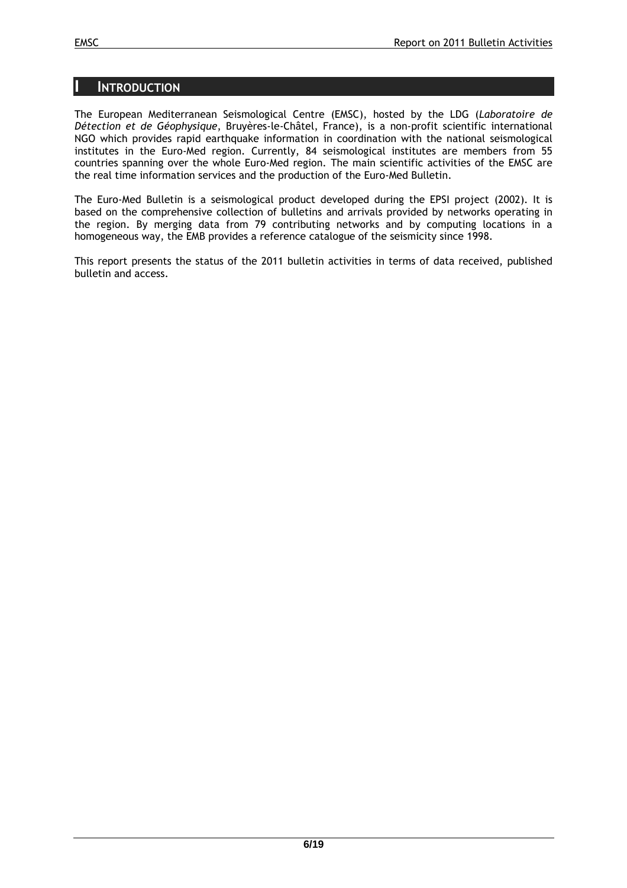# I INTRODUCTION

The European Mediterranean Seismological Centre (EMSC), hosted by the LDG (*Laboratoire de Détection et de Géophysique*, Bruyères-le-Châtel, France), is a non-profit scientific international NGO which provides rapid earthquake information in coordination with the national seismological institutes in the Euro-Med region. Currently, 84 seismological institutes are members from 55 countries spanning over the whole Euro-Med region. The main scientific activities of the EMSC are the real time information services and the production of the Euro-Med Bulletin.

The Euro-Med Bulletin is a seismological product developed during the EPSI project (2002). It is based on the comprehensive collection of bulletins and arrivals provided by networks operating in the region. By merging data from 79 contributing networks and by computing locations in a homogeneous way, the EMB provides a reference catalogue of the seismicity since 1998.

This report presents the status of the 2011 bulletin activities in terms of data received, published bulletin and access.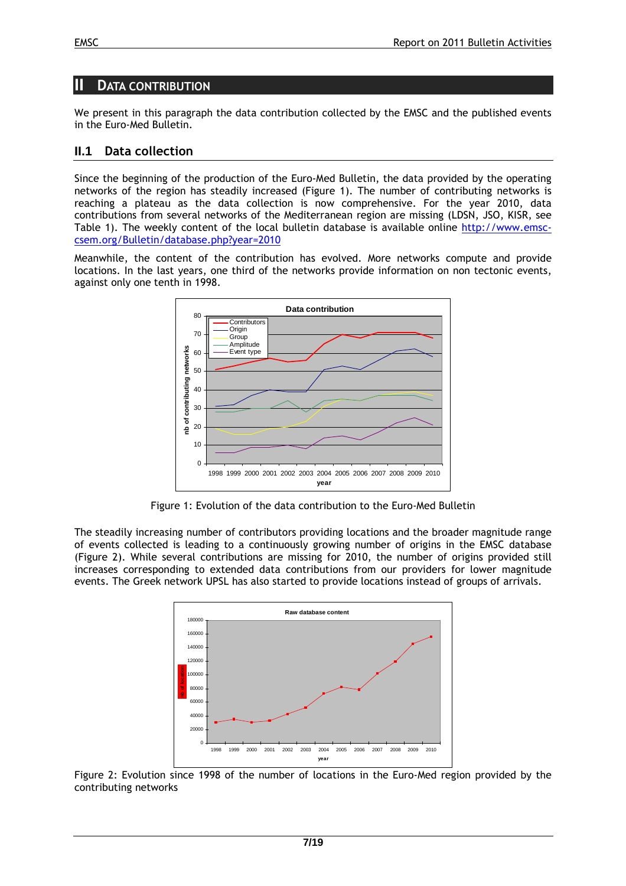# II DATA CONTRIBUTION

We present in this paragraph the data contribution collected by the EMSC and the published events in the Euro-Med Bulletin.

## II.1 Data collection

Since the beginning of the production of the Euro-Med Bulletin, the data provided by the operating networks of the region has steadily increased (Figure 1). The number of contributing networks is reaching a plateau as the data collection is now comprehensive. For the year 2010, data contributions from several networks of the Mediterranean region are missing (LDSN, JSO, KISR, see Table 1). The weekly content of the local bulletin database is available online http://www.emsc-csem.org/Bulletin/database.php?year=2010

Meanwhile, the content of the contribution has evolved. More networks compute and provide locations. In the last years, one third of the networks provide information on non tectonic events, against only one tenth in 1998.

Figure 1: Evolution of the data contribution to the Euro-Med Bulletin

The steadily increasing number of contributors providing locations and the broader magnitude range of events collected is leading to a continuously growing number of origins in the EMSC database (Figure 2). While several contributions are missing for 2010, the number of origins provided still increases corresponding to extended data contributions from our providers for lower magnitude events. The Greek network UPSL has also started to provide locations instead of groups of arrivals.

Figure 2: Evolution since 1998 of the number of locations in the Euro-Med region provided by the contributing networks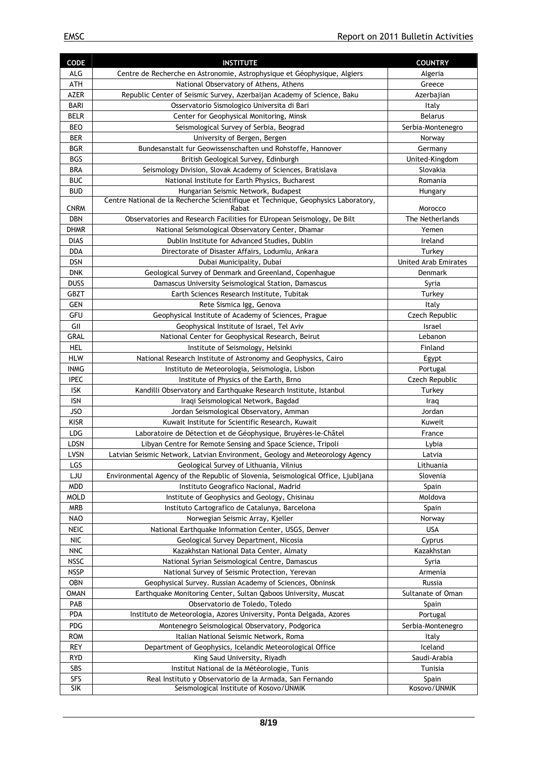| CODE | INSTITUTE | COUNTRY |
|---|---|---|
| ALG | Centre de Recherche en Astronomie, Astrophysique et Géophysique, Algiers | Algeria |
| ATH | National Observatory of Athens, Athens | Greece |
| AZER | Republic Center of Seismic Survey, Azerbaijan Academy of Science, Baku | Azerbajian |
| BARI | Osservatorio Sismologico Universita di Bari | Italy |
| BELR | Center for Geophysical Monitoring, Minsk | Belarus |
| BEO | Seismological Survey of Serbia, Beograd | Serbia-Montenegro |
| BER | University of Bergen, Bergen | Norway |
| BGR | Bundesanstalt fur Geowissenschaften und Rohstoffe, Hannover | Germany |
| BGS | British Geological Survey, Edinburgh | United-Kingdom |
| BRA | Seismology Division, Slovak Academy of Sciences, Bratislava | Slovakia |
| BUC | National Institute for Earth Physics, Bucharest | Romania |
| BUD | Hungarian Seismic Network, Budapest | Hungary |
| CNRM | Centre National de la Recherche Scientifique et Technique, Geophysics Laboratory, Rabat | Morocco |
| DBN | Observatories and Research Facilities for EUropean Seismology, De Bilt | The Netherlands |
| DHMR | National Seismological Observatory Center, Dhamar | Yemen |
| DIAS | Dublin Institute for Advanced Studies, Dublin | Ireland |
| DDA | Directorate of Disaster Affairs, Lodumlu, Ankara | Turkey |
| DSN | Dubai Municipality, Dubai | United Arab Emirates |
| DNK | Geological Survey of Denmark and Greenland, Copenhague | Denmark |
| DUSS | Damascus University Seismological Station, Damascus | Syria |
| GBZT | Earth Sciences Research Institute, Tubitak | Turkey |
| GEN | Rete Sismica Igg, Genova | Italy |
| GFU | Geophysical Institute of Academy of Sciences, Prague | Czech Republic |
| GII | Geophysical Institute of Israel, Tel Aviv | Israel |
| GRAL | National Center for Geophysical Research, Beirut | Lebanon |
| HEL | Institute of Seismology, Helsinki | Finland |
| HLW | National Research Institute of Astronomy and Geophysics, Cairo | Egypt |
| INMG | Instituto de Meteorologia, Seismologia, Lisbon | Portugal |
| IPEC | Institute of Physics of the Earth, Brno | Czech Republic |
| ISK | Kandilli Observatory and Earthquake Research Institute, Istanbul | Turkey |
| ISN | Iraqi Seismological Network, Bagdad | Iraq |
| JSO | Jordan Seismological Observatory, Amman | Jordan |
| KISR | Kuwait Institute for Scientific Research, Kuwait | Kuweit |
| LDG | Laboratoire de Détection et de Géophysique, Bruyères-le-Châtel | France |
| LDSN | Libyan Centre for Remote Sensing and Space Science, Tripoli | Lybia |
| LVSN | Latvian Seismic Network, Latvian Environment, Geology and Meteorology Agency | Latvia |
| LGS | Geological Survey of Lithuania, Vilnius | Lithuania |
| LJU | Environmental Agency of the Republic of Slovenia, Seismological Office, Ljubljana | Slovenia |
| MDD | Instituto Geografico Nacional, Madrid | Spain |
| MOLD | Institute of Geophysics and Geology, Chisinau | Moldova |
| MRB | Instituto Cartografico de Catalunya, Barcelona | Spain |
| NAO | Norwegian Seismic Array, Kjeller | Norway |
| NEIC | National Earthquake Information Center, USGS, Denver | USA |
| NIC | Geological Survey Department, Nicosia | Cyprus |
| NNC | Kazakhstan National Data Center, Almaty | Kazakhstan |
| NSSC | National Syrian Seismological Centre, Damascus | Syria |
| NSSP | National Survey of Seismic Protection, Yerevan | Armenia |
| OBN | Geophysical Survey. Russian Academy of Sciences, Obninsk | Russia |
| OMAN | Earthquake Monitoring Center, Sultan Qaboos University, Muscat | Sultanate of Oman |
| PAB | Observatorio de Toledo, Toledo | Spain |
| PDA | Instituto de Meteorologia, Azores University, Ponta Delgada, Azores | Portugal |
| PDG | Montenegro Seismological Observatory, Podgorica | Serbia-Montenegro |
| ROM | Italian National Seismic Network, Roma | Italy |
| REY | Department of Geophysics, Icelandic Meteorological Office | Iceland |
| RYD | King Saud University, Riyadh | Saudi-Arabia |
| SBS | Institut National de la Météorologie, Tunis | Tunisia |
| SFS | Real Instituto y Observatorio de la Armada, San Fernando | Spain |
| SIK | Seismological Institute of Kosovo/UNMIK | Kosovo/UNMIK |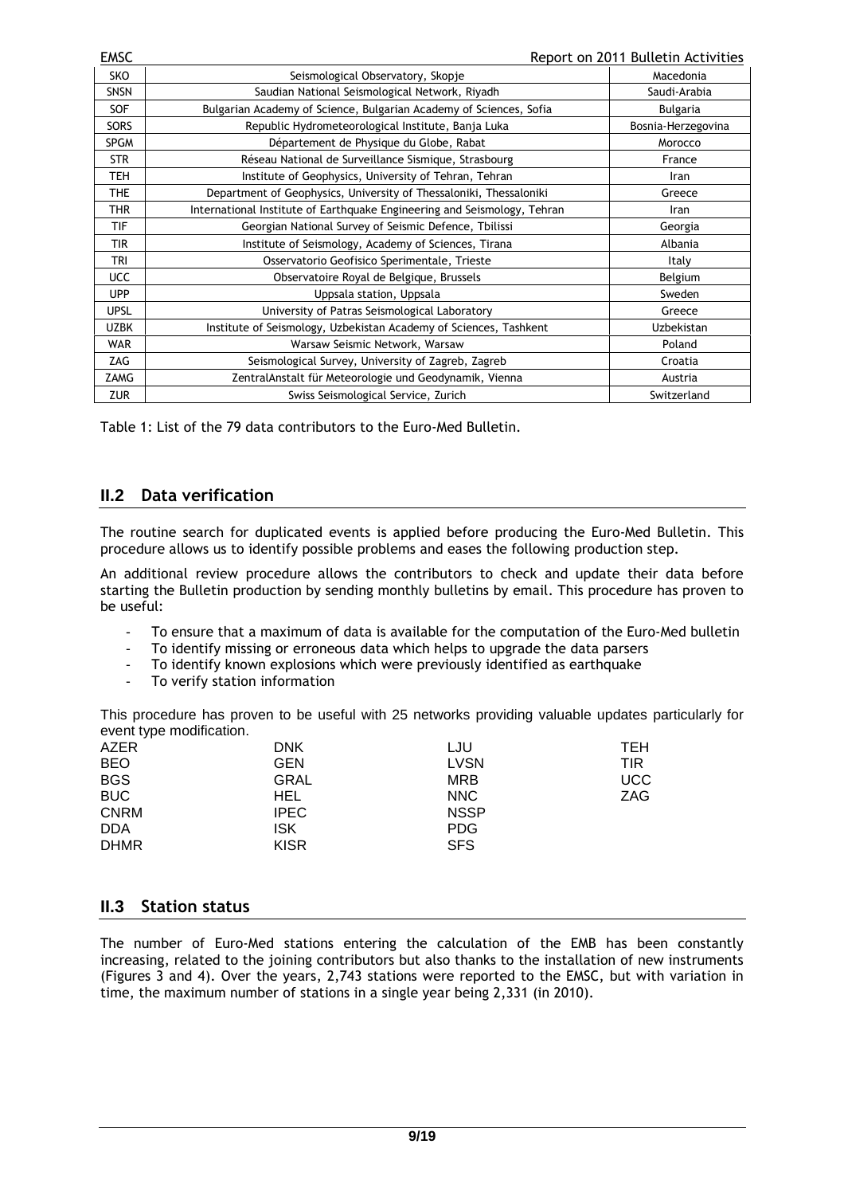| SKO | Seismological Observatory, Skopje | Macedonia |
|---|---|---|
| SNSN | Saudian National Seismological Network, Riyadh | Saudi-Arabia |
| SOF | Bulgarian Academy of Science, Bulgarian Academy of Sciences, Sofia | Bulgaria |
| SORS | Republic Hydrometeorological Institute, Banja Luka | Bosnia-Herzegovina |
| SPGM | Département de Physique du Globe, Rabat | Morocco |
| STR | Réseau National de Surveillance Sismique, Strasbourg | France |
| TEH | Institute of Geophysics, University of Tehran, Tehran | Iran |
| THE | Department of Geophysics, University of Thessaloniki, Thessaloniki | Greece |
| THR | International Institute of Earthquake Engineering and Seismology, Tehran | Iran |
| TIF | Georgian National Survey of Seismic Defence, Tbilissi | Georgia |
| TIR | Institute of Seismology, Academy of Sciences, Tirana | Albania |
| TRI | Osservatorio Geofisico Sperimentale, Trieste | Italy |
| UCC | Observatoire Royal de Belgique, Brussels | Belgium |
| UPP | Uppsala station, Uppsala | Sweden |
| UPSL | University of Patras Seismological Laboratory | Greece |
| UZBK | Institute of Seismology, Uzbekistan Academy of Sciences, Tashkent | Uzbekistan |
| WAR | Warsaw Seismic Network, Warsaw | Poland |
| ZAG | Seismological Survey, University of Zagreb, Zagreb | Croatia |
| ZAMG | ZentralAnstalt für Meteorologie und Geodynamik, Vienna | Austria |
| ZUR | Swiss Seismological Service, Zurich | Switzerland |

Table 1: List of the 79 data contributors to the Euro-Med Bulletin.

## II.2 Data verification

The routine search for duplicated events is applied before producing the Euro-Med Bulletin. This procedure allows us to identify possible problems and eases the following production step.

An additional review procedure allows the contributors to check and update their data before starting the Bulletin production by sending monthly bulletins by email. This procedure has proven to be useful:

- To ensure that a maximum of data is available for the computation of the Euro-Med bulletin
- To identify missing or erroneous data which helps to upgrade the data parsers
- To identify known explosions which were previously identified as earthquake
- To verify station information

This procedure has proven to be useful with 25 networks providing valuable updates particularly for event type modification.

| | | | |
|---|---|---|---|
| AZER | DNK | LJU | TEH |
| BEO | GEN | LVSN | TIR |
| BGS | GRAL | MRB | UCC |
| BUC | HEL | NNC | ZAG |
| CNRM | IPEC | NSSP | |
| DDA | ISK | PDG | |
| DHMR | KISR | SFS | |

## II.3 Station status

The number of Euro-Med stations entering the calculation of the EMB has been constantly increasing, related to the joining contributors but also thanks to the installation of new instruments (Figures 3 and 4). Over the years, 2,743 stations were reported to the EMSC, but with variation in time, the maximum number of stations in a single year being 2,331 (in 2010).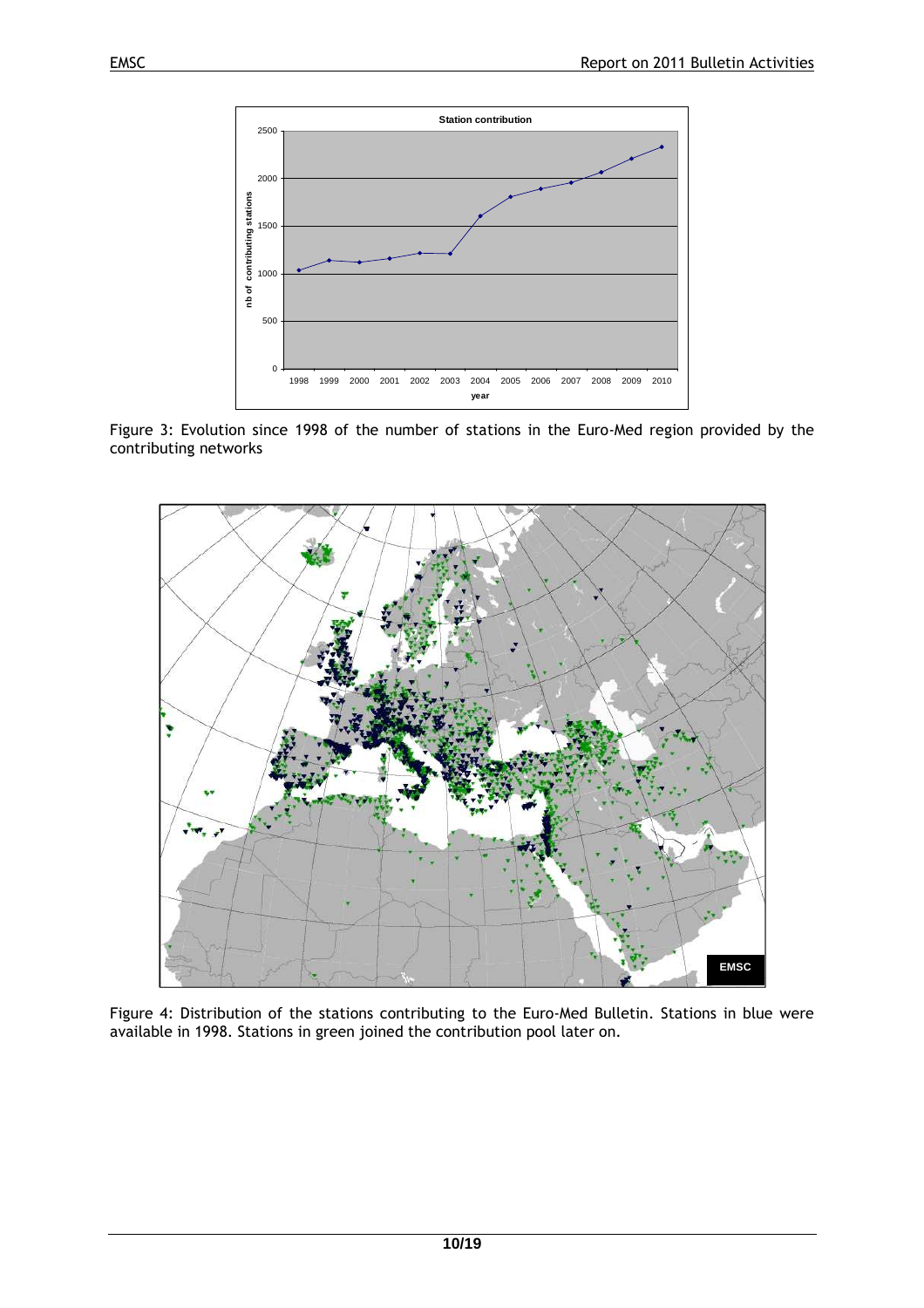Figure 3: Evolution since 1998 of the number of stations in the Euro-Med region provided by the contributing networks

Figure 4: Distribution of the stations contributing to the Euro-Med Bulletin. Stations in blue were available in 1998. Stations in green joined the contribution pool later on.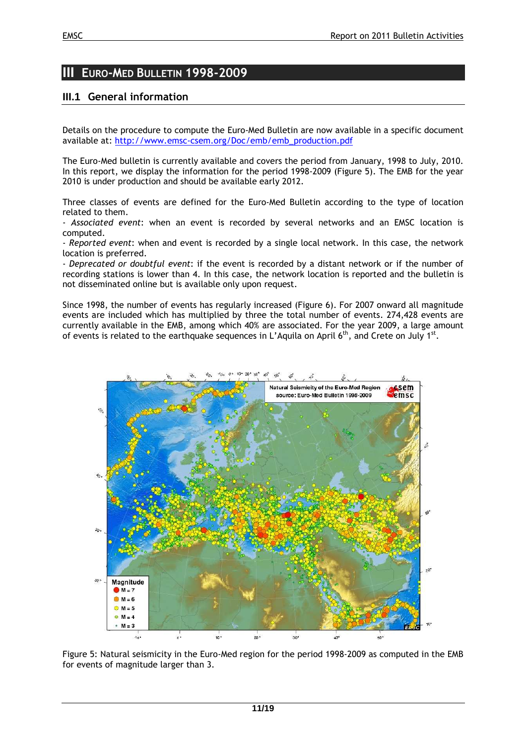# III EURO-MED BULLETIN 1998-2009

## III.1 General information

Details on the procedure to compute the Euro-Med Bulletin are now available in a specific document available at: http://www.emsc-csem.org/Doc/emb/emb_production.pdf

The Euro-Med bulletin is currently available and covers the period from January, 1998 to July, 2010. In this report, we display the information for the period 1998-2009 (Figure 5). The EMB for the year 2010 is under production and should be available early 2012.

Three classes of events are defined for the Euro-Med Bulletin according to the type of location related to them.

- *Associated event*: when an event is recorded by several networks and an EMSC location is computed.
- *Reported event*: when and event is recorded by a single local network. In this case, the network location is preferred.
- *Deprecated or doubtful event*: if the event is recorded by a distant network or if the number of recording stations is lower than 4. In this case, the network location is reported and the bulletin is not disseminated online but is available only upon request.

Since 1998, the number of events has regularly increased (Figure 6). For 2007 onward all magnitude events are included which has multiplied by three the total number of events. 274,428 events are currently available in the EMB, among which 40% are associated. For the year 2009, a large amount of events is related to the earthquake sequences in L'Aquila on April 6th, and Crete on July 1st.

Figure 5: Natural seismicity in the Euro-Med region for the period 1998-2009 as computed in the EMB for events of magnitude larger than 3.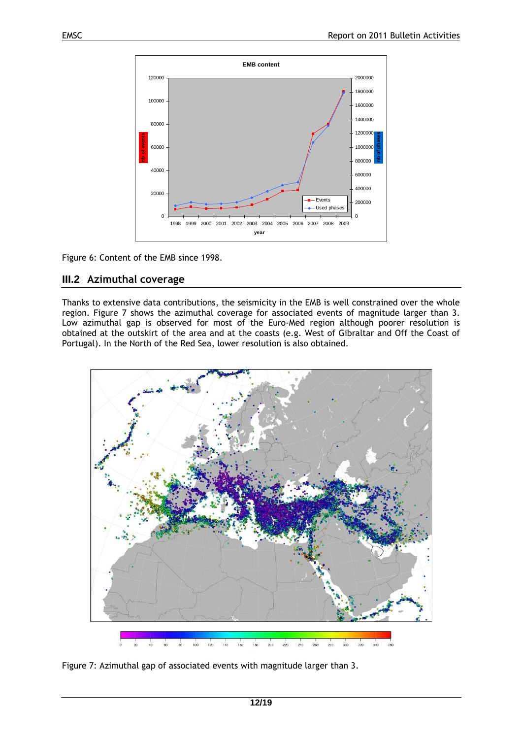Figure 6: Content of the EMB since 1998.

## III.2 Azimuthal coverage

Thanks to extensive data contributions, the seismicity in the EMB is well constrained over the whole region. Figure 7 shows the azimuthal coverage for associated events of magnitude larger than 3. Low azimuthal gap is observed for most of the Euro-Med region although poorer resolution is obtained at the outskirt of the area and at the coasts (e.g. West of Gibraltar and Off the Coast of Portugal). In the North of the Red Sea, lower resolution is also obtained.

Figure 7: Azimuthal gap of associated events with magnitude larger than 3.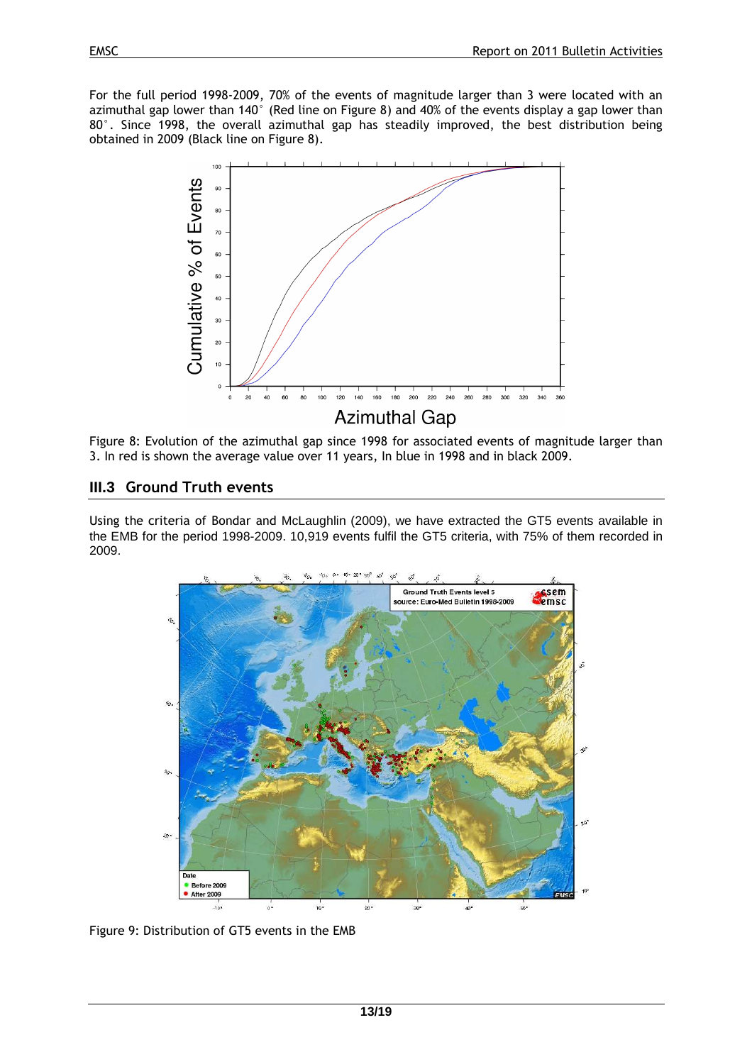For the full period 1998-2009, 70% of the events of magnitude larger than 3 were located with an azimuthal gap lower than 140° (Red line on Figure 8) and 40% of the events display a gap lower than 80°. Since 1998, the overall azimuthal gap has steadily improved, the best distribution being obtained in 2009 (Black line on Figure 8).

Figure 8: Evolution of the azimuthal gap since 1998 for associated events of magnitude larger than 3. In red is shown the average value over 11 years, In blue in 1998 and in black 2009.

## III.3 Ground Truth events

Using the criteria of Bondar and McLaughlin (2009), we have extracted the GT5 events available in the EMB for the period 1998-2009. 10,919 events fulfil the GT5 criteria, with 75% of them recorded in 2009.

Figure 9: Distribution of GT5 events in the EMB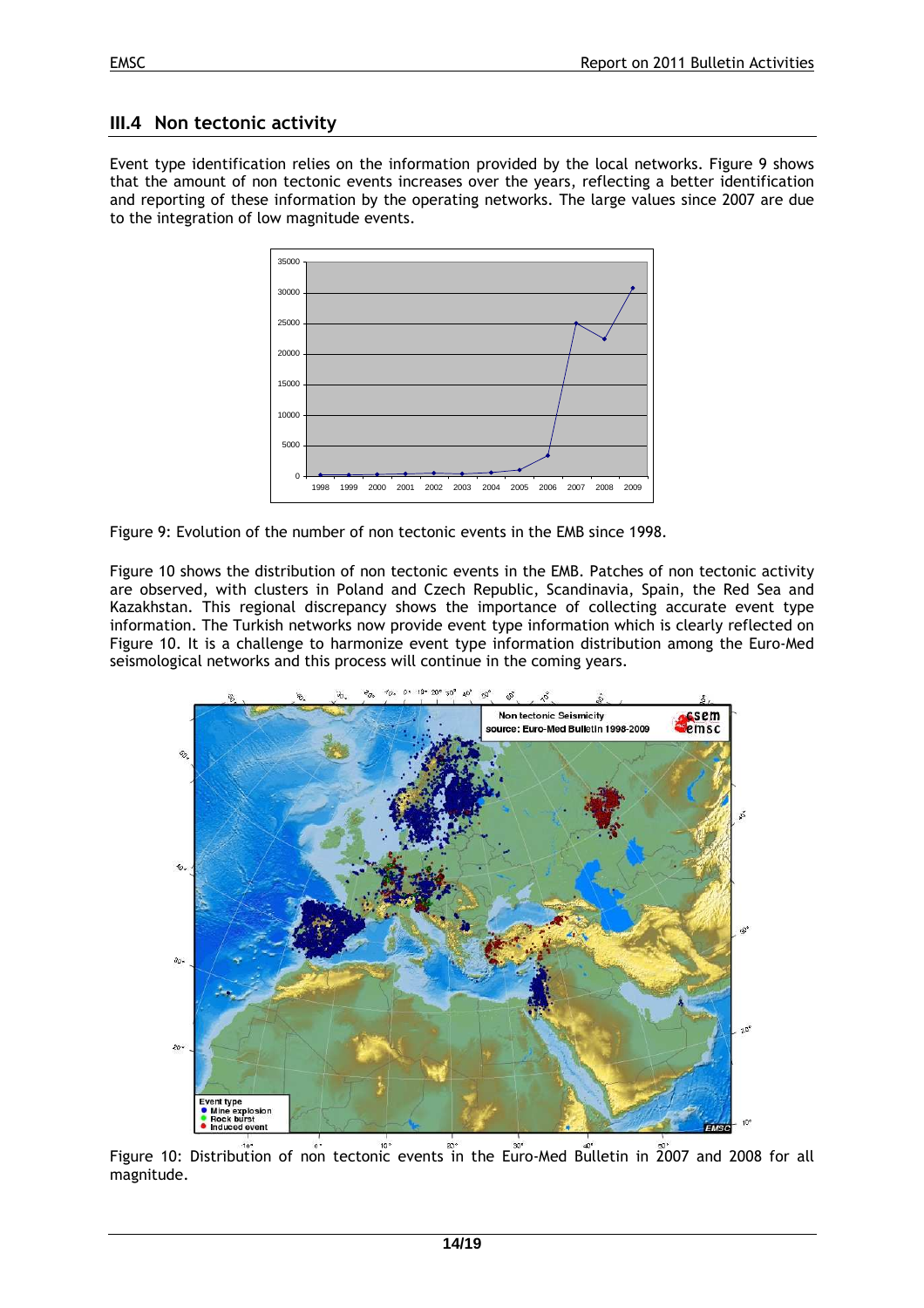## III.4 Non tectonic activity

Event type identification relies on the information provided by the local networks. Figure 9 shows that the amount of non tectonic events increases over the years, reflecting a better identification and reporting of these information by the operating networks. The large values since 2007 are due to the integration of low magnitude events.

Figure 9: Evolution of the number of non tectonic events in the EMB since 1998.

Figure 10 shows the distribution of non tectonic events in the EMB. Patches of non tectonic activity are observed, with clusters in Poland and Czech Republic, Scandinavia, Spain, the Red Sea and Kazakhstan. This regional discrepancy shows the importance of collecting accurate event type information. The Turkish networks now provide event type information which is clearly reflected on Figure 10. It is a challenge to harmonize event type information distribution among the Euro-Med seismological networks and this process will continue in the coming years.

Figure 10: Distribution of non tectonic events in the Euro-Med Bulletin in 2007 and 2008 for all magnitude.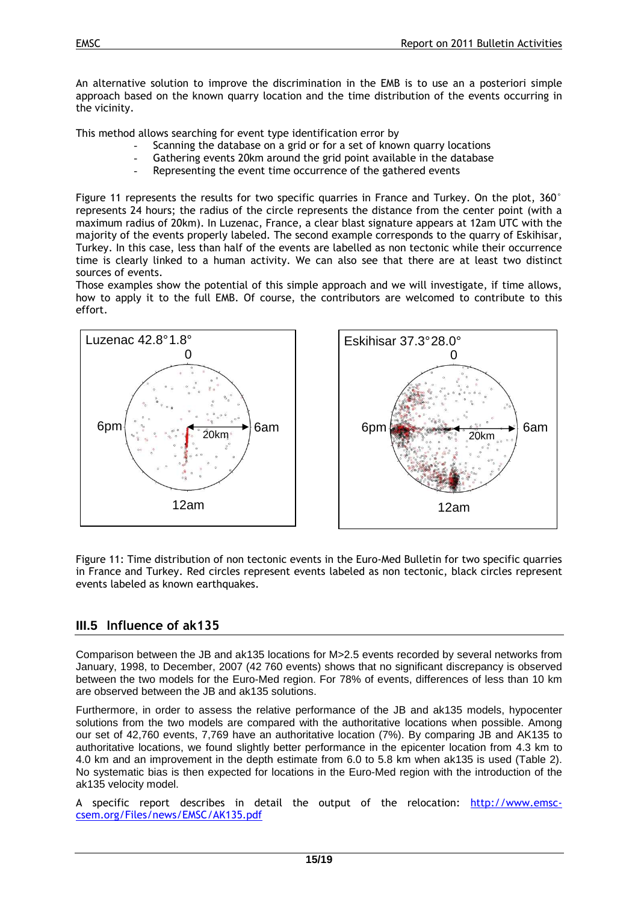An alternative solution to improve the discrimination in the EMB is to use an a posteriori simple approach based on the known quarry location and the time distribution of the events occurring in the vicinity.

This method allows searching for event type identification error by

- Scanning the database on a grid or for a set of known quarry locations
- Gathering events 20km around the grid point available in the database
- Representing the event time occurrence of the gathered events

Figure 11 represents the results for two specific quarries in France and Turkey. On the plot, 360° represents 24 hours; the radius of the circle represents the distance from the center point (with a maximum radius of 20km). In Luzenac, France, a clear blast signature appears at 12am UTC with the majority of the events properly labeled. The second example corresponds to the quarry of Eskihisar, Turkey. In this case, less than half of the events are labelled as non tectonic while their occurrence time is clearly linked to a human activity. We can also see that there are at least two distinct sources of events.

Those examples show the potential of this simple approach and we will investigate, if time allows, how to apply it to the full EMB. Of course, the contributors are welcomed to contribute to this effort.

Figure 11: Time distribution of non tectonic events in the Euro-Med Bulletin for two specific quarries in France and Turkey. Red circles represent events labeled as non tectonic, black circles represent events labeled as known earthquakes.

## III.5 Influence of ak135

Comparison between the JB and ak135 locations for M>2.5 events recorded by several networks from January, 1998, to December, 2007 (42 760 events) shows that no significant discrepancy is observed between the two models for the Euro-Med region. For 78% of events, differences of less than 10 km are observed between the JB and ak135 solutions.

Furthermore, in order to assess the relative performance of the JB and ak135 models, hypocenter solutions from the two models are compared with the authoritative locations when possible. Among our set of 42,760 events, 7,769 have an authoritative location (7%). By comparing JB and AK135 to authoritative locations, we found slightly better performance in the epicenter location from 4.3 km to 4.0 km and an improvement in the depth estimate from 6.0 to 5.8 km when ak135 is used (Table 2). No systematic bias is then expected for locations in the Euro-Med region with the introduction of the ak135 velocity model.

A specific report describes in detail the output of the relocation: http://www.emsc-csem.org/Files/news/EMSC/AK135.pdf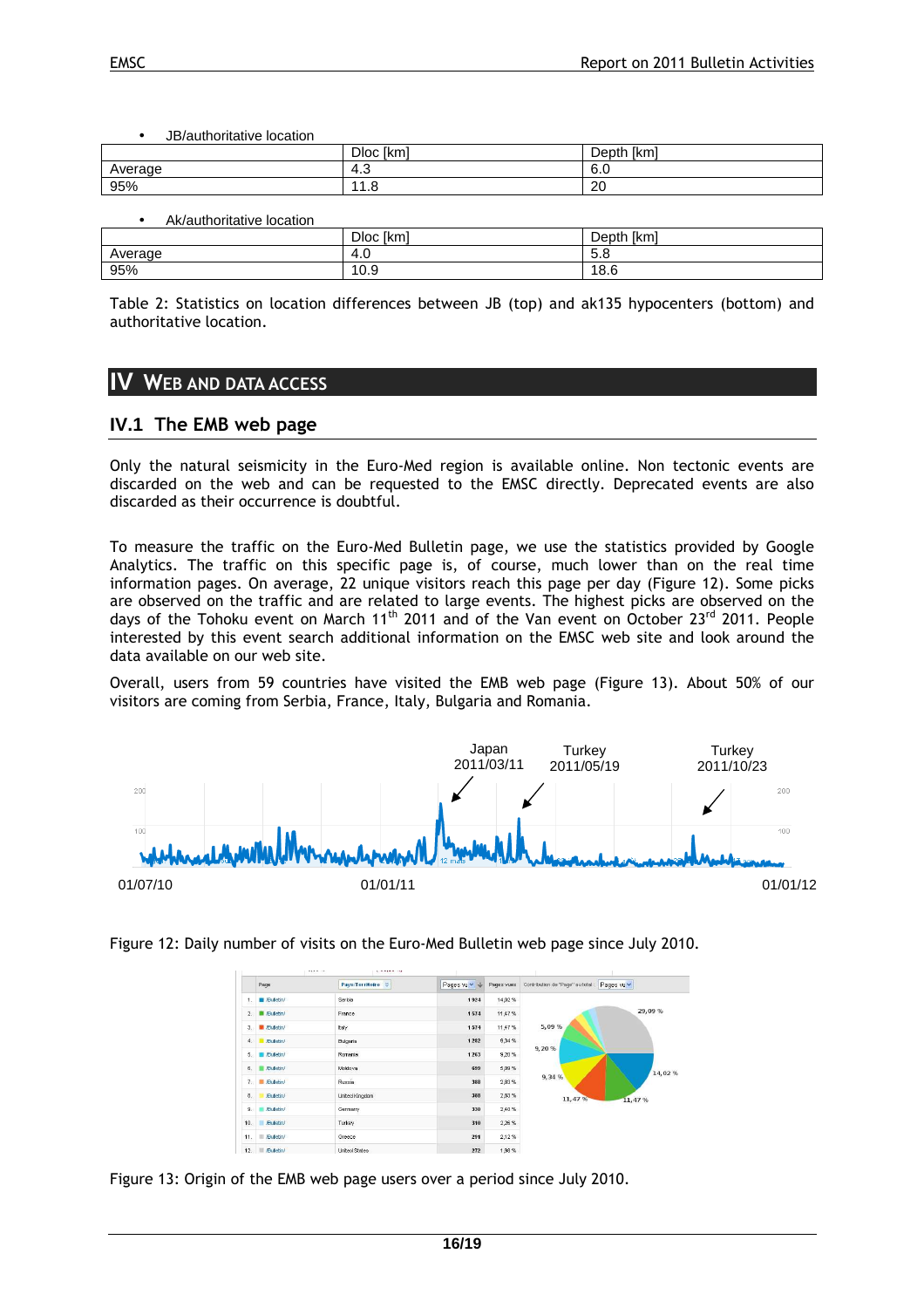- JB/authoritative location

| | Dloc [km] | Depth [km] |
|---|---|---|
| Average | 4.3 | 6.0 |
| 95% | 11.8 | 20 |

- Ak/authoritative location

| | Dloc [km] | Depth [km] |
|---|---|---|
| Average | 4.0 | 5.8 |
| 95% | 10.9 | 18.6 |

Table 2: Statistics on location differences between JB (top) and ak135 hypocenters (bottom) and authoritative location.

# IV WEB AND DATA ACCESS

## IV.1 The EMB web page

Only the natural seismicity in the Euro-Med region is available online. Non tectonic events are discarded on the web and can be requested to the EMSC directly. Deprecated events are also discarded as their occurrence is doubtful.

To measure the traffic on the Euro-Med Bulletin page, we use the statistics provided by Google Analytics. The traffic on this specific page is, of course, much lower than on the real time information pages. On average, 22 unique visitors reach this page per day (Figure 12). Some picks are observed on the traffic and are related to large events. The highest picks are observed on the days of the Tohoku event on March 11th 2011 and of the Van event on October 23rd 2011. People interested by this event search additional information on the EMSC web site and look around the data available on our web site.

Overall, users from 59 countries have visited the EMB web page (Figure 13). About 50% of our visitors are coming from Serbia, France, Italy, Bulgaria and Romania.

Figure 12: Daily number of visits on the Euro-Med Bulletin web page since July 2010.

Figure 13: Origin of the EMB web page users over a period since July 2010.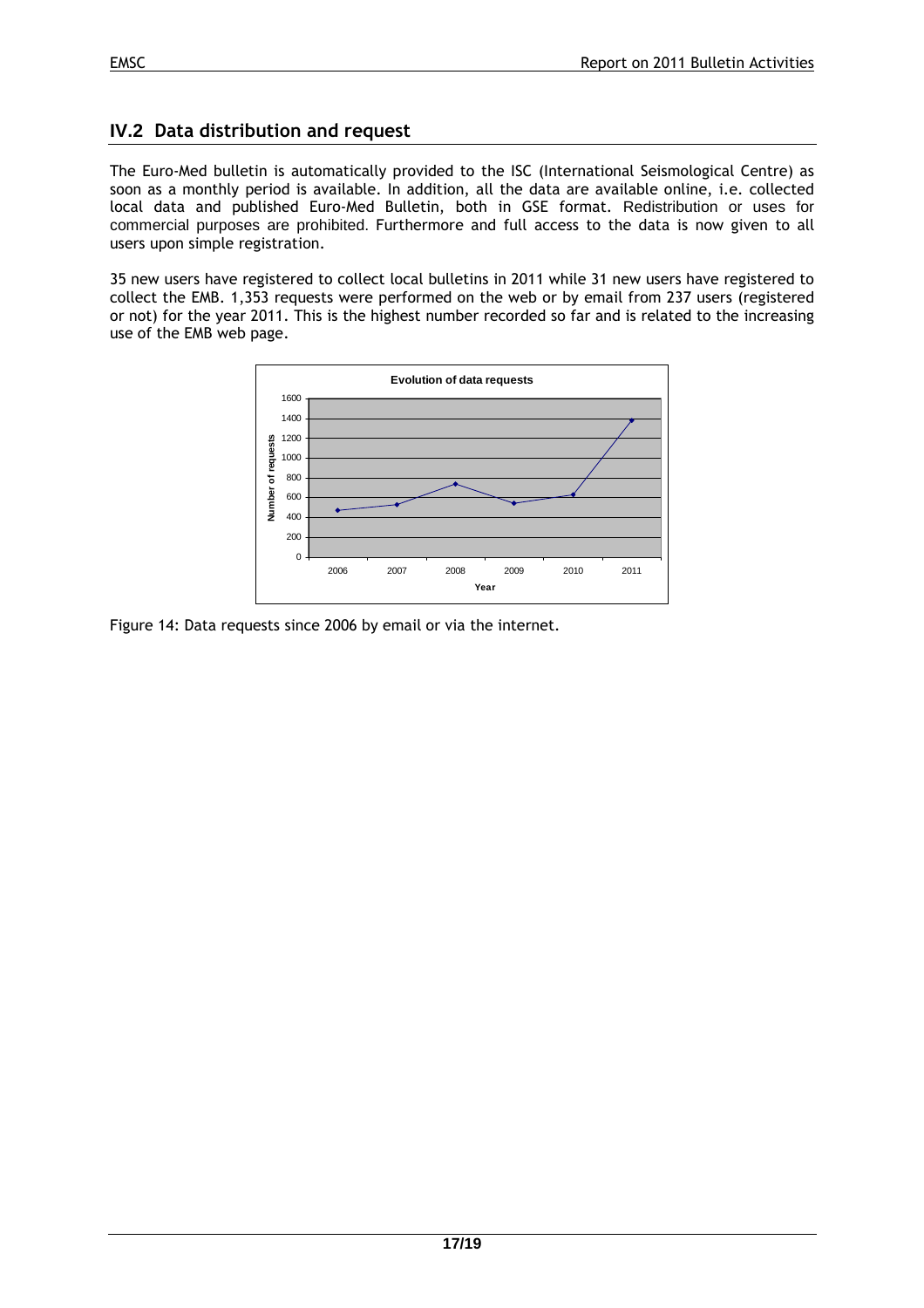## IV.2 Data distribution and request

The Euro-Med bulletin is automatically provided to the ISC (International Seismological Centre) as soon as a monthly period is available. In addition, all the data are available online, i.e. collected local data and published Euro-Med Bulletin, both in GSE format. Redistribution or uses for commercial purposes are prohibited. Furthermore and full access to the data is now given to all users upon simple registration.

35 new users have registered to collect local bulletins in 2011 while 31 new users have registered to collect the EMB. 1,353 requests were performed on the web or by email from 237 users (registered or not) for the year 2011. This is the highest number recorded so far and is related to the increasing use of the EMB web page.

Figure 14: Data requests since 2006 by email or via the internet.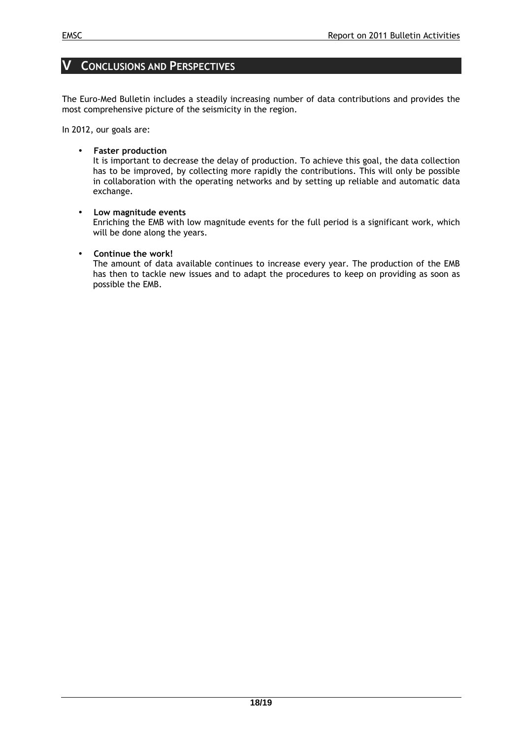# V Conclusions and Perspectives

The Euro-Med Bulletin includes a steadily increasing number of data contributions and provides the most comprehensive picture of the seismicity in the region.

In 2012, our goals are:

- **Faster production**
  It is important to decrease the delay of production. To achieve this goal, the data collection has to be improved, by collecting more rapidly the contributions. This will only be possible in collaboration with the operating networks and by setting up reliable and automatic data exchange.

- **Low magnitude events**
  Enriching the EMB with low magnitude events for the full period is a significant work, which will be done along the years.

- **Continue the work!**
  The amount of data available continues to increase every year. The production of the EMB has then to tackle new issues and to adapt the procedures to keep on providing as soon as possible the EMB.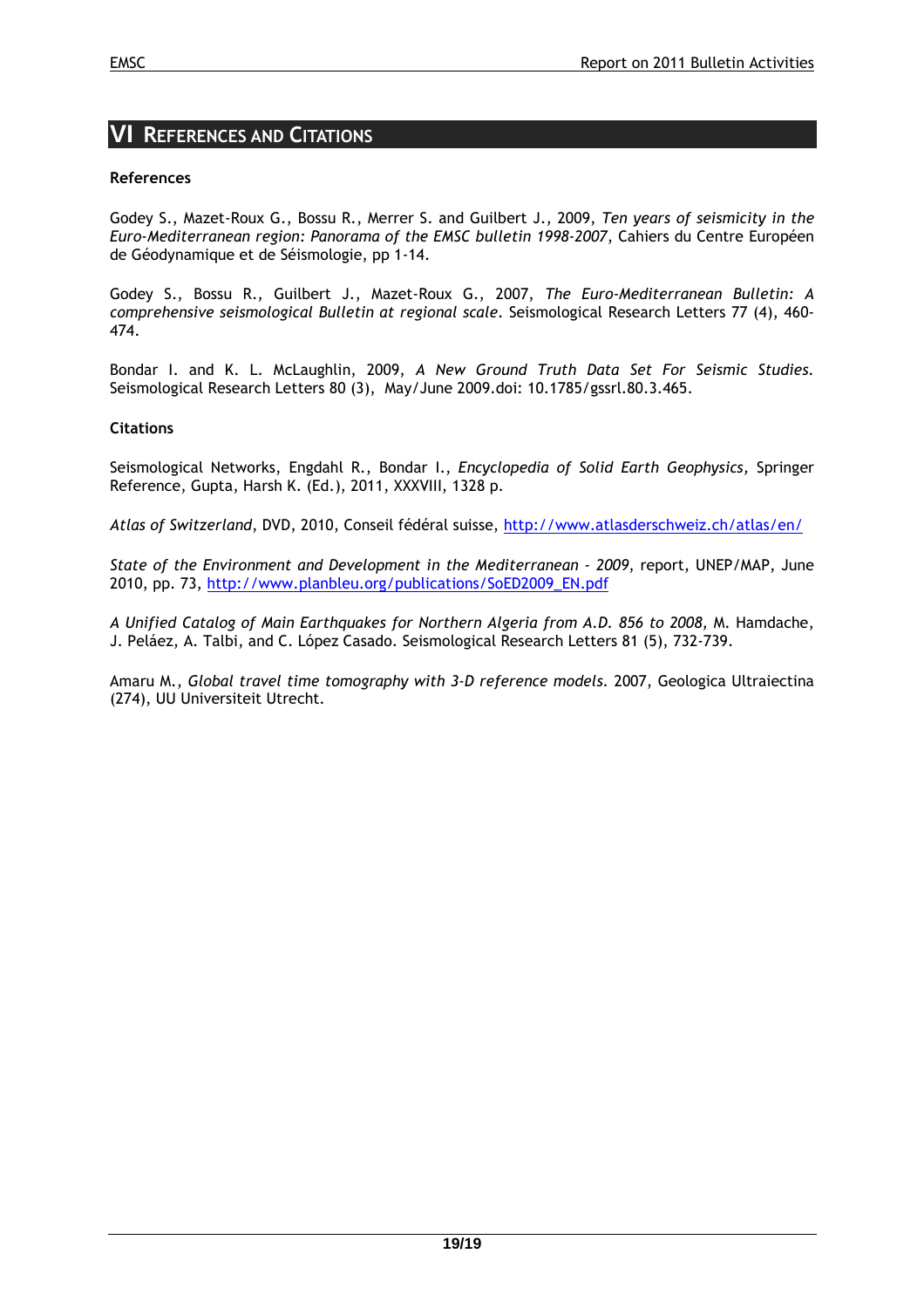# VI REFERENCES AND CITATIONS

**References**

Godey S., Mazet-Roux G., Bossu R., Merrer S. and Guilbert J., 2009, *Ten years of seismicity in the Euro-Mediterranean region: Panorama of the EMSC bulletin 1998-2007*, Cahiers du Centre Européen de Géodynamique et de Séismologie, pp 1-14.

Godey S., Bossu R., Guilbert J., Mazet-Roux G., 2007, *The Euro-Mediterranean Bulletin: A comprehensive seismological Bulletin at regional scale*. Seismological Research Letters 77 (4), 460-474.

Bondar I. and K. L. McLaughlin, 2009, *A New Ground Truth Data Set For Seismic Studies.* Seismological Research Letters 80 (3), May/June 2009.doi: 10.1785/gssrl.80.3.465.

**Citations**

Seismological Networks, Engdahl R., Bondar I., *Encyclopedia of Solid Earth Geophysics*, Springer Reference, Gupta, Harsh K. (Ed.), 2011, XXXVIII, 1328 p.

*Atlas of Switzerland*, DVD, 2010, Conseil fédéral suisse, http://www.atlasderschweiz.ch/atlas/en/

*State of the Environment and Development in the Mediterranean - 2009*, report, UNEP/MAP, June 2010, pp. 73, http://www.planbleu.org/publications/SoED2009_EN.pdf

*A Unified Catalog of Main Earthquakes for Northern Algeria from A.D. 856 to 2008,* M. Hamdache, J. Peláez, A. Talbi, and C. López Casado. Seismological Research Letters 81 (5), 732-739.

Amaru M., *Global travel time tomography with 3-D reference models*. 2007, Geologica Ultraiectina (274), UU Universiteit Utrecht.